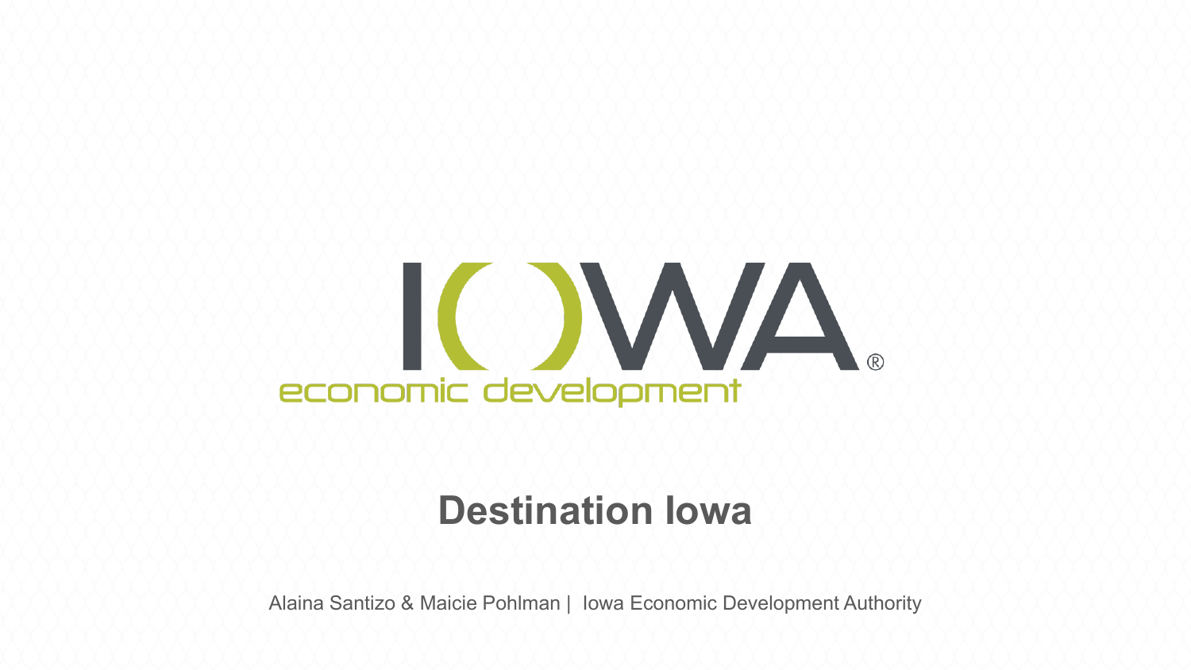IOWA®

economic development

# Destination Iowa

Alaina Santizo & Maicie Pohlman | Iowa Economic Development Authority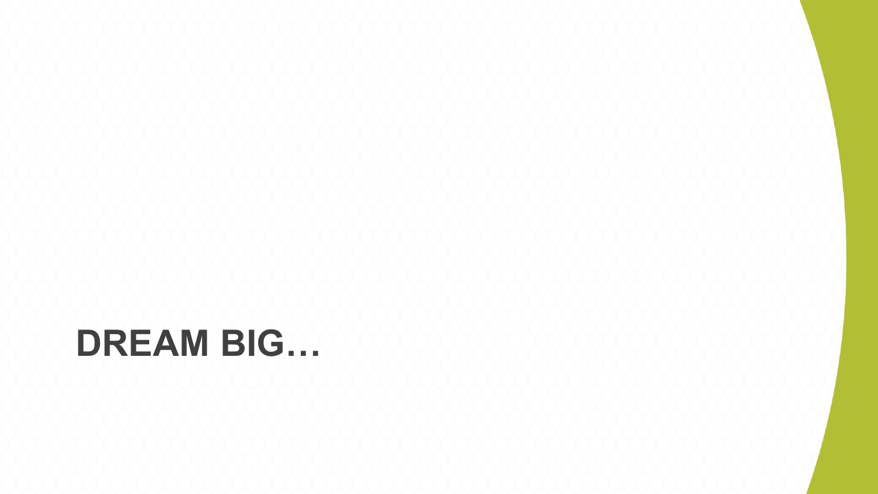# DREAM BIG…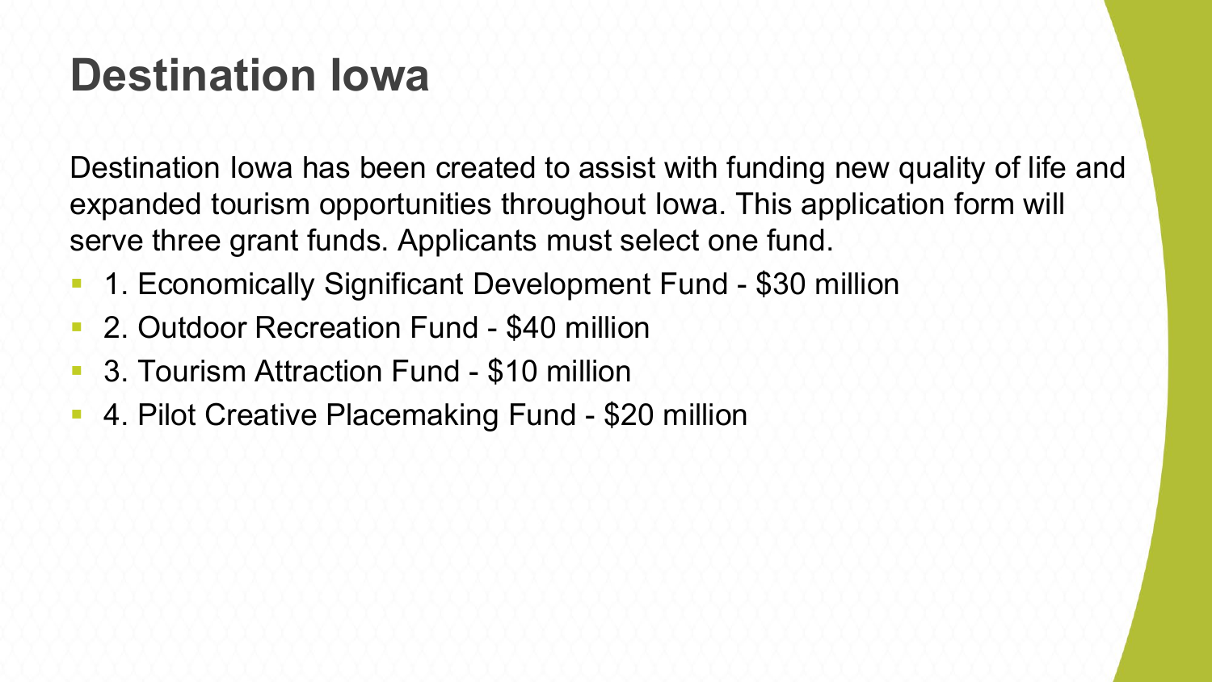# Destination Iowa

Destination Iowa has been created to assist with funding new quality of life and expanded tourism opportunities throughout Iowa. This application form will serve three grant funds. Applicants must select one fund.

- 1. Economically Significant Development Fund - $30 million
- 2. Outdoor Recreation Fund - $40 million
- 3. Tourism Attraction Fund - $10 million
- 4. Pilot Creative Placemaking Fund - $20 million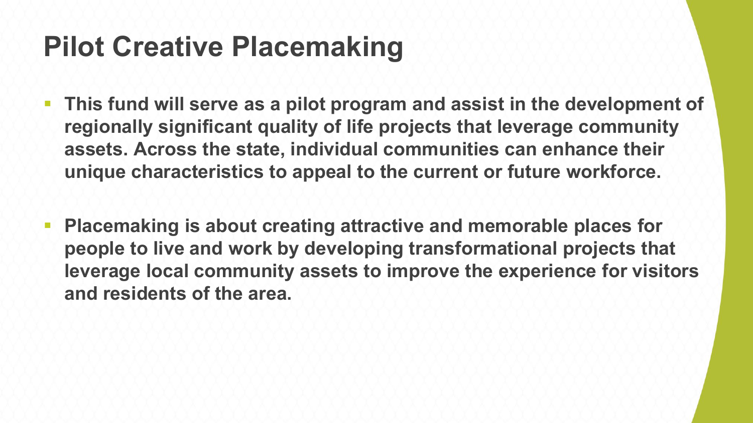# Pilot Creative Placemaking

- **This fund will serve as a pilot program and assist in the development of regionally significant quality of life projects that leverage community assets. Across the state, individual communities can enhance their unique characteristics to appeal to the current or future workforce.**

- **Placemaking is about creating attractive and memorable places for people to live and work by developing transformational projects that leverage local community assets to improve the experience for visitors and residents of the area.**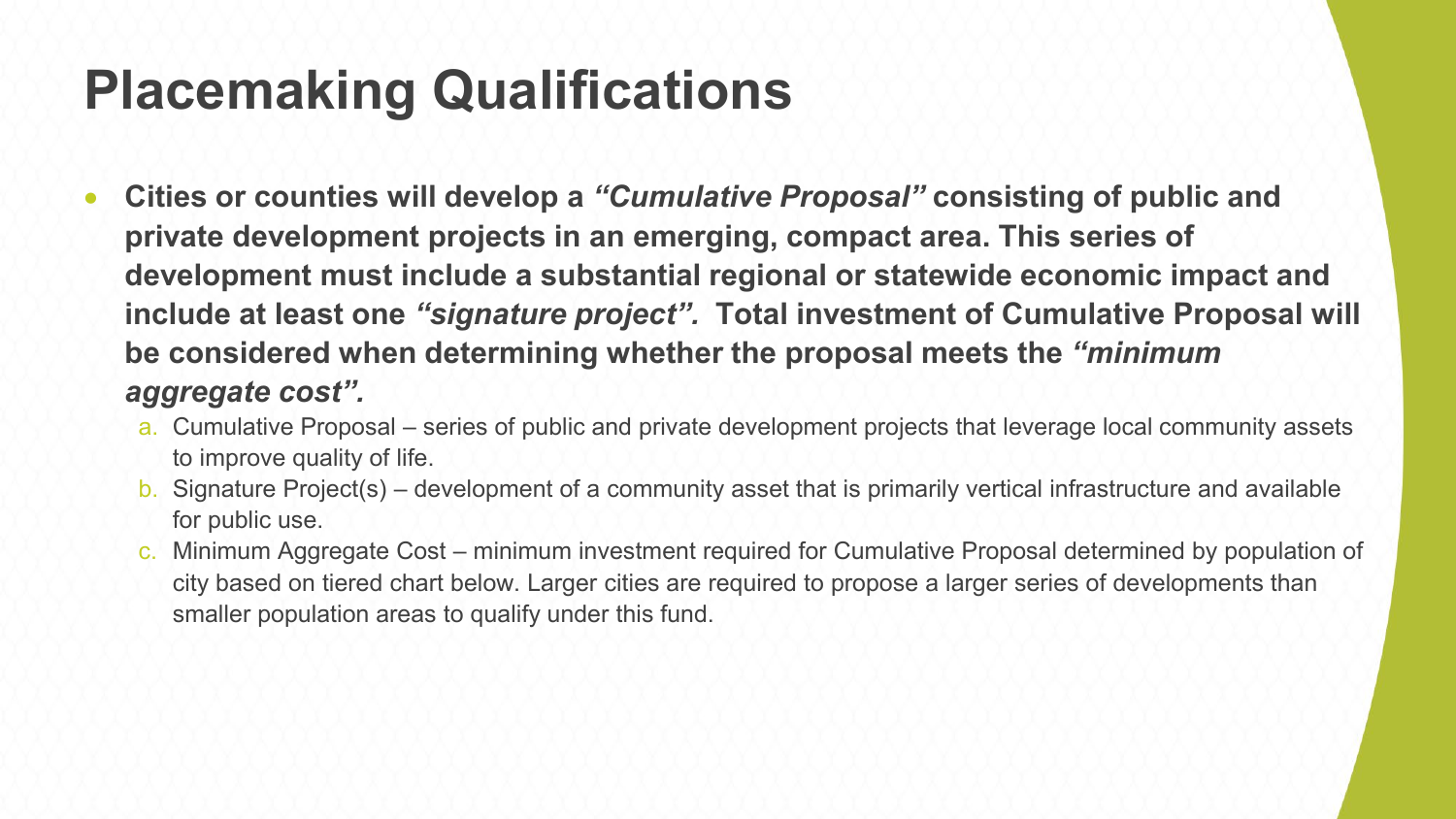# Placemaking Qualifications

- **Cities or counties will develop a *"Cumulative Proposal"* consisting of public and private development projects in an emerging, compact area. This series of development must include a substantial regional or statewide economic impact and include at least one *"signature project".* Total investment of Cumulative Proposal will be considered when determining whether the proposal meets the *"minimum aggregate cost".***
  a. Cumulative Proposal – series of public and private development projects that leverage local community assets to improve quality of life.
  b. Signature Project(s) – development of a community asset that is primarily vertical infrastructure and available for public use.
  c. Minimum Aggregate Cost – minimum investment required for Cumulative Proposal determined by population of city based on tiered chart below. Larger cities are required to propose a larger series of developments than smaller population areas to qualify under this fund.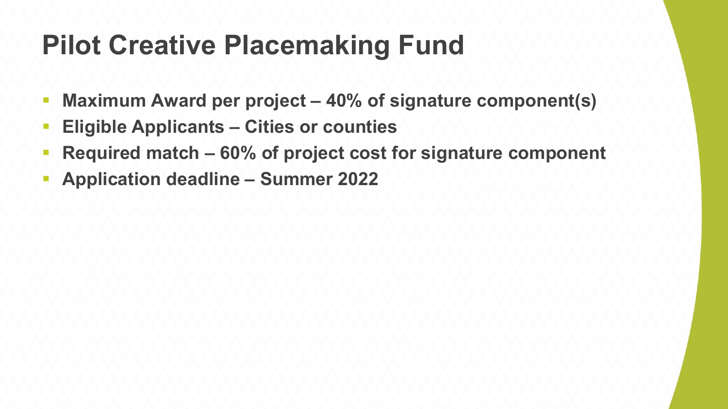# Pilot Creative Placemaking Fund

- **Maximum Award per project – 40% of signature component(s)**
- **Eligible Applicants – Cities or counties**
- **Required match – 60% of project cost for signature component**
- **Application deadline – Summer 2022**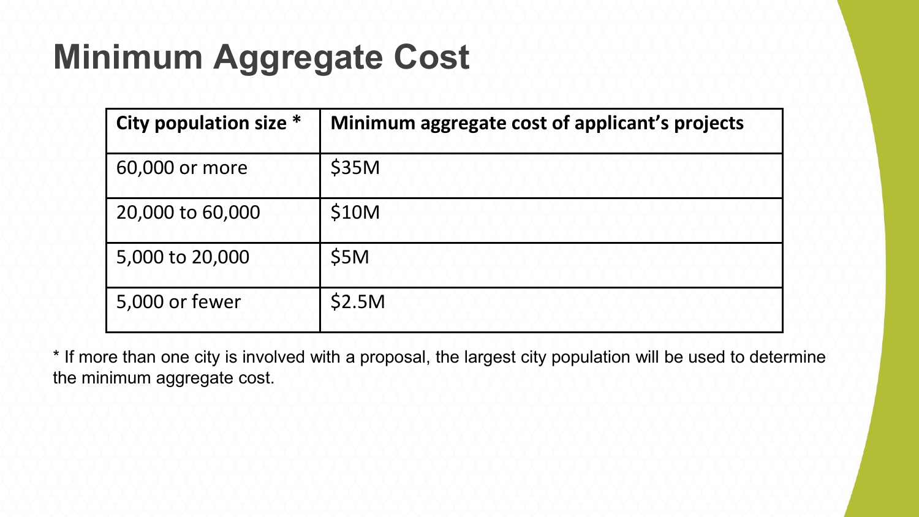# Minimum Aggregate Cost

| City population size * | Minimum aggregate cost of applicant's projects |
| --- | --- |
| 60,000 or more | $35M |
| 20,000 to 60,000 | $10M |
| 5,000 to 20,000 | $5M |
| 5,000 or fewer | $2.5M |

* If more than one city is involved with a proposal, the largest city population will be used to determine the minimum aggregate cost.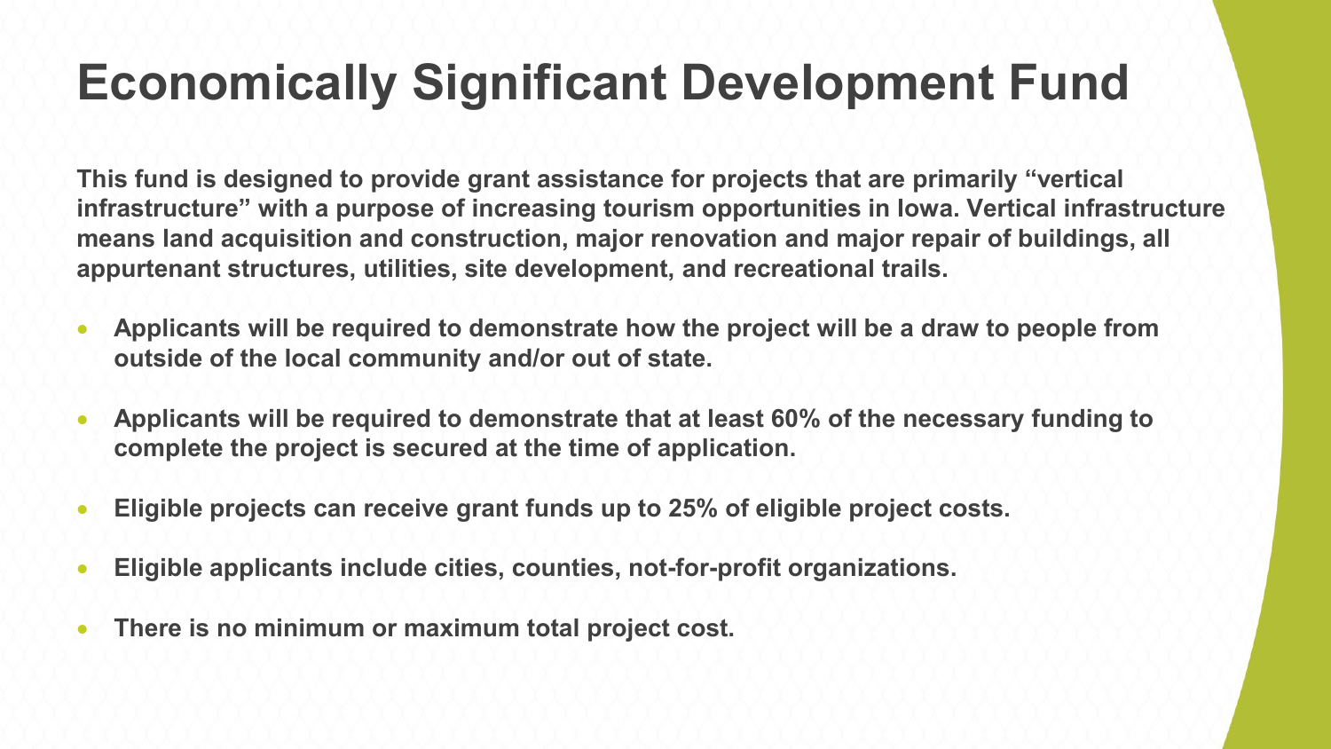# Economically Significant Development Fund

**This fund is designed to provide grant assistance for projects that are primarily "vertical infrastructure" with a purpose of increasing tourism opportunities in Iowa. Vertical infrastructure means land acquisition and construction, major renovation and major repair of buildings, all appurtenant structures, utilities, site development, and recreational trails.**

- **Applicants will be required to demonstrate how the project will be a draw to people from outside of the local community and/or out of state.**
- **Applicants will be required to demonstrate that at least 60% of the necessary funding to complete the project is secured at the time of application.**
- **Eligible projects can receive grant funds up to 25% of eligible project costs.**
- **Eligible applicants include cities, counties, not-for-profit organizations.**
- **There is no minimum or maximum total project cost.**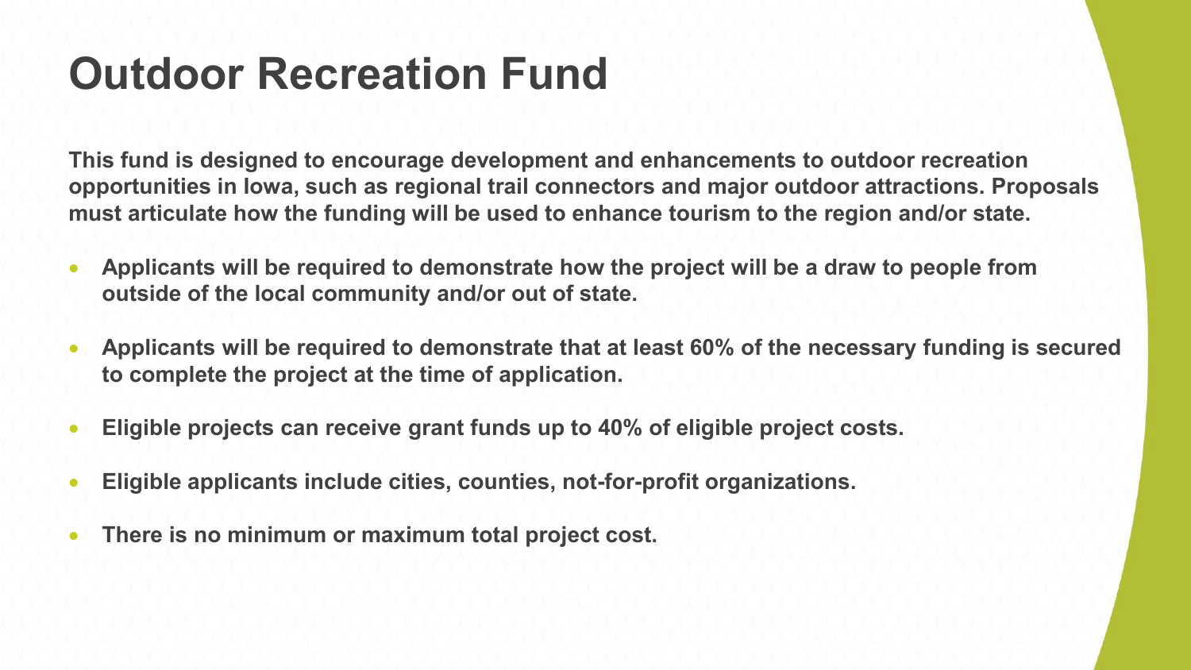# Outdoor Recreation Fund

**This fund is designed to encourage development and enhancements to outdoor recreation opportunities in Iowa, such as regional trail connectors and major outdoor attractions. Proposals must articulate how the funding will be used to enhance tourism to the region and/or state.**

- **Applicants will be required to demonstrate how the project will be a draw to people from outside of the local community and/or out of state.**
- **Applicants will be required to demonstrate that at least 60% of the necessary funding is secured to complete the project at the time of application.**
- **Eligible projects can receive grant funds up to 40% of eligible project costs.**
- **Eligible applicants include cities, counties, not-for-profit organizations.**
- **There is no minimum or maximum total project cost.**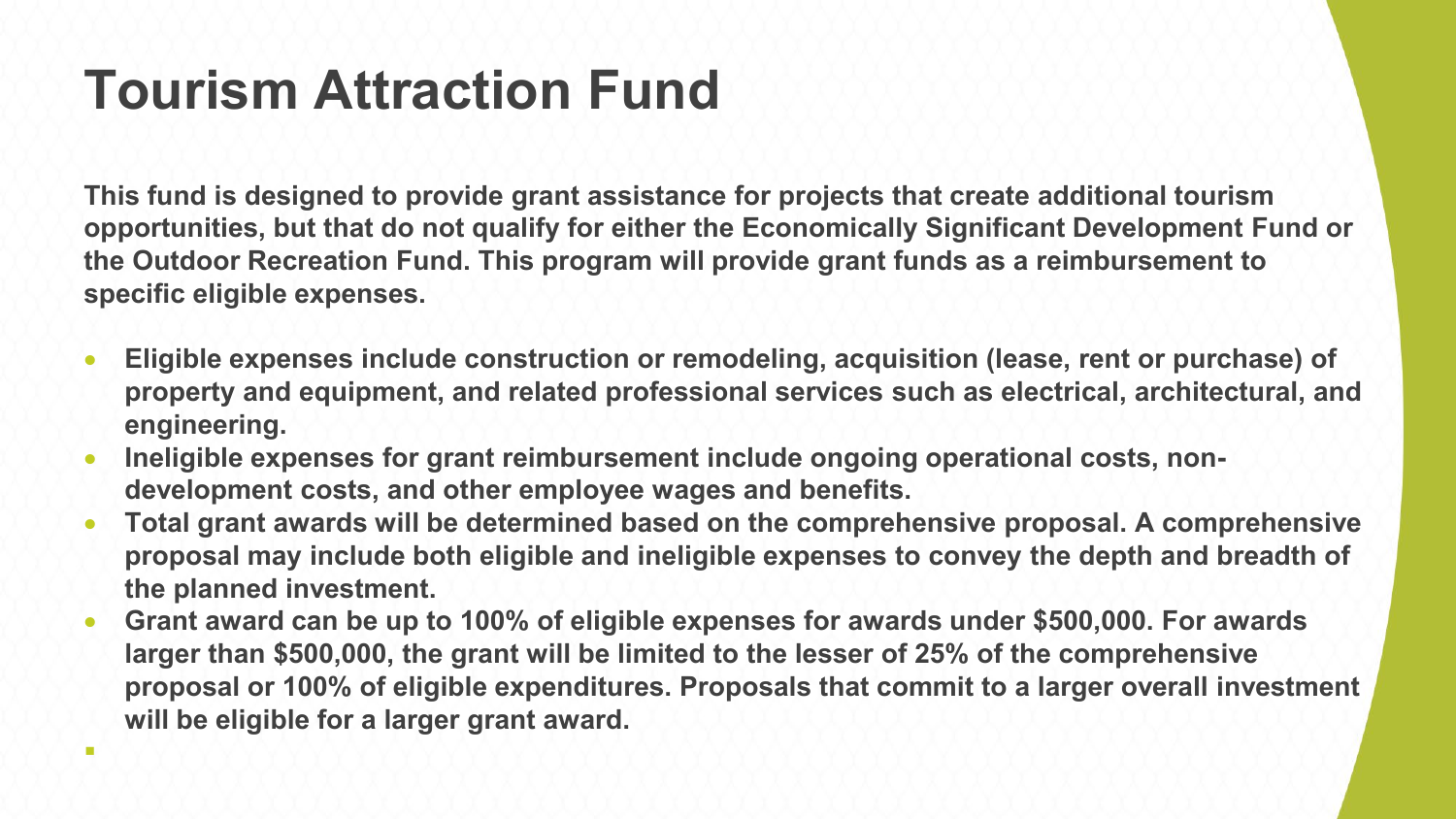# Tourism Attraction Fund

**This fund is designed to provide grant assistance for projects that create additional tourism opportunities, but that do not qualify for either the Economically Significant Development Fund or the Outdoor Recreation Fund. This program will provide grant funds as a reimbursement to specific eligible expenses.**

- **Eligible expenses include construction or remodeling, acquisition (lease, rent or purchase) of property and equipment, and related professional services such as electrical, architectural, and engineering.**
- **Ineligible expenses for grant reimbursement include ongoing operational costs, non-development costs, and other employee wages and benefits.**
- **Total grant awards will be determined based on the comprehensive proposal. A comprehensive proposal may include both eligible and ineligible expenses to convey the depth and breadth of the planned investment.**
- **Grant award can be up to 100% of eligible expenses for awards under $500,000. For awards larger than $500,000, the grant will be limited to the lesser of 25% of the comprehensive proposal or 100% of eligible expenditures. Proposals that commit to a larger overall investment will be eligible for a larger grant award.**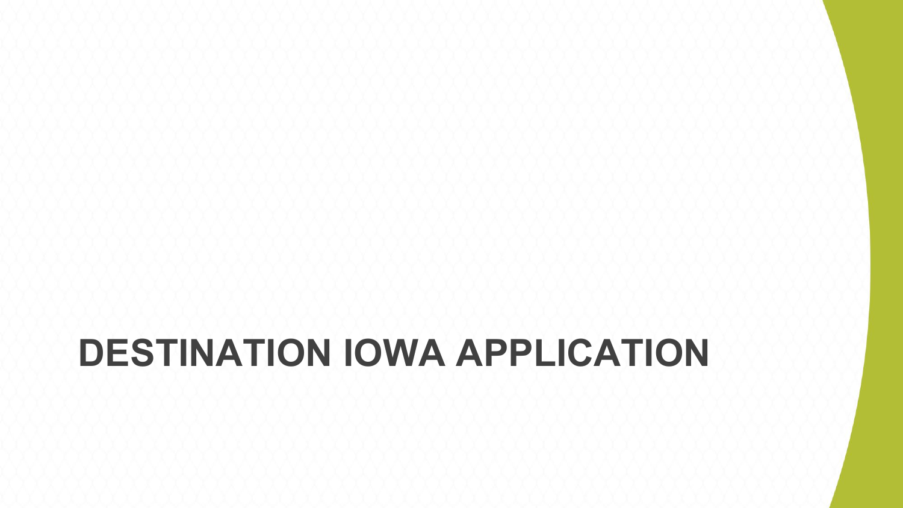# DESTINATION IOWA APPLICATION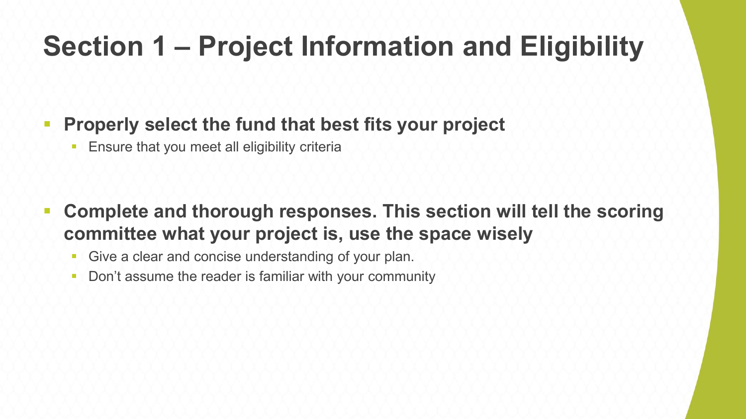# Section 1 – Project Information and Eligibility

- **Properly select the fund that best fits your project**
  - Ensure that you meet all eligibility criteria

- **Complete and thorough responses. This section will tell the scoring committee what your project is, use the space wisely**
  - Give a clear and concise understanding of your plan.
  - Don't assume the reader is familiar with your community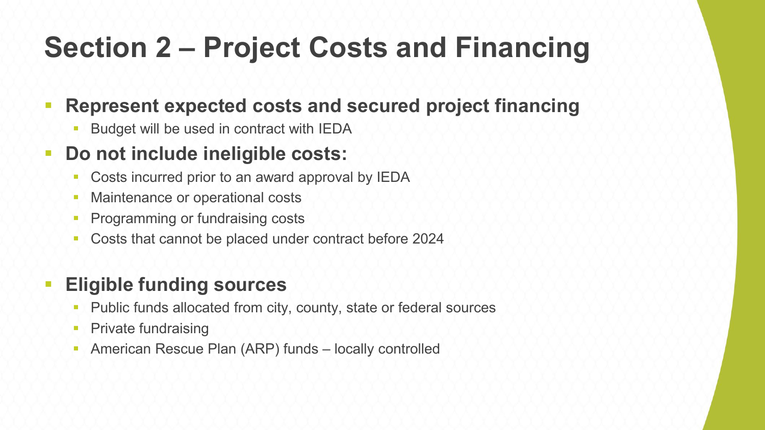# Section 2 – Project Costs and Financing

- **Represent expected costs and secured project financing**
  - Budget will be used in contract with IEDA
- **Do not include ineligible costs:**
  - Costs incurred prior to an award approval by IEDA
  - Maintenance or operational costs
  - Programming or fundraising costs
  - Costs that cannot be placed under contract before 2024
- **Eligible funding sources**
  - Public funds allocated from city, county, state or federal sources
  - Private fundraising
  - American Rescue Plan (ARP) funds – locally controlled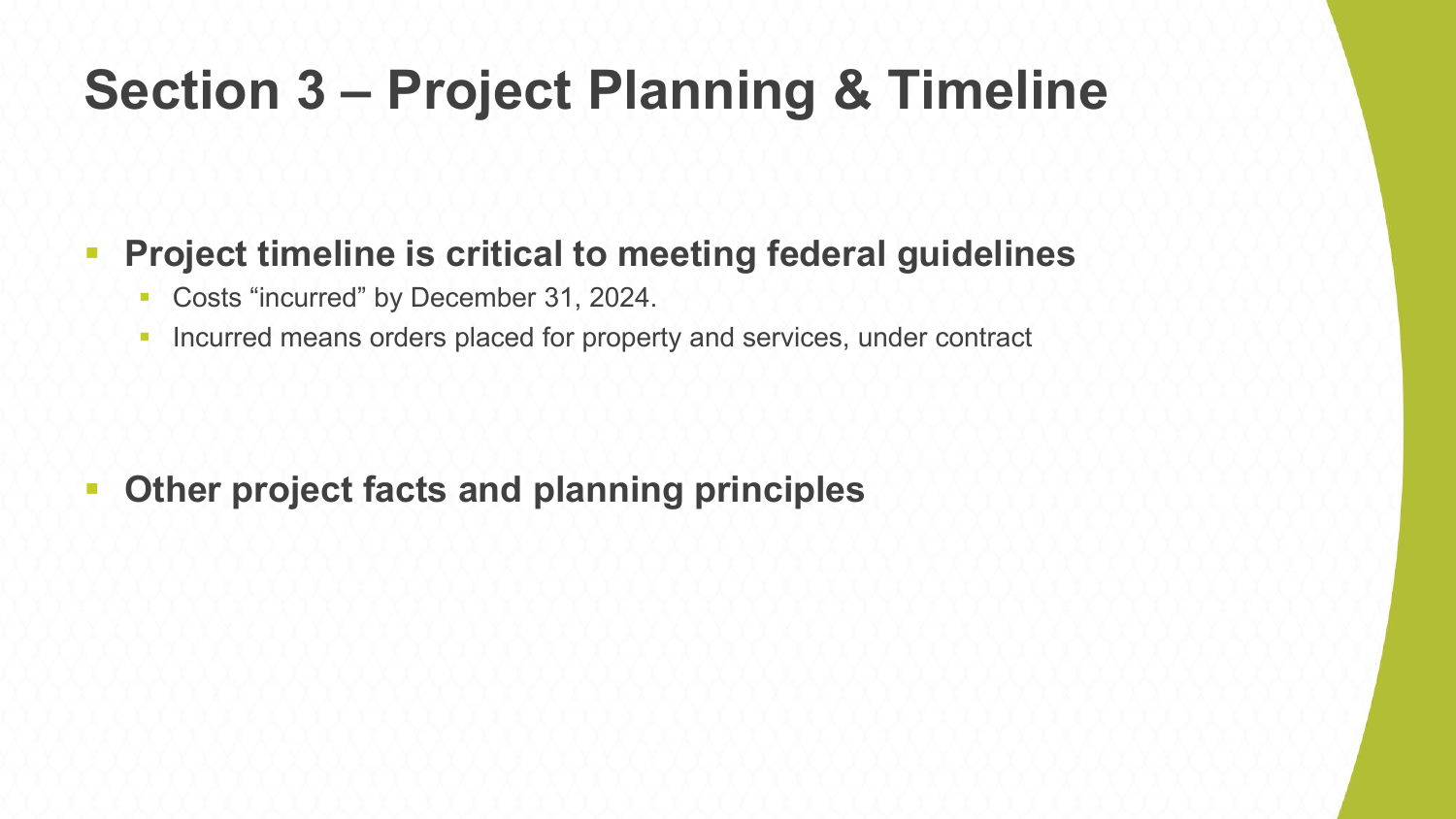# Section 3 – Project Planning & Timeline

- **Project timeline is critical to meeting federal guidelines**
  - Costs “incurred” by December 31, 2024.
  - Incurred means orders placed for property and services, under contract

- **Other project facts and planning principles**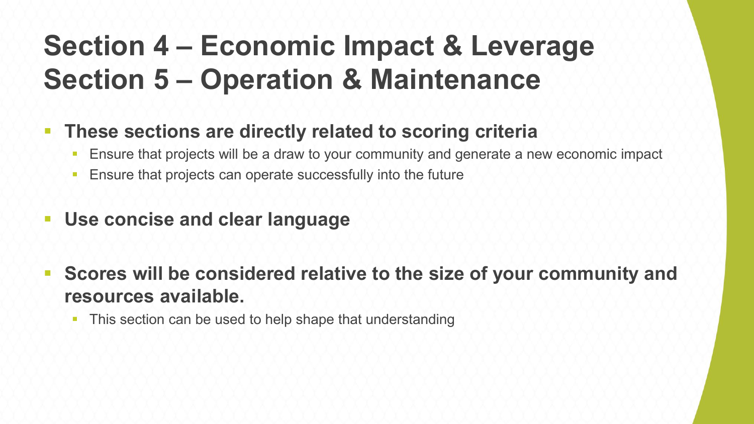# Section 4 – Economic Impact & Leverage
# Section 5 – Operation & Maintenance

- **These sections are directly related to scoring criteria**
  - Ensure that projects will be a draw to your community and generate a new economic impact
  - Ensure that projects can operate successfully into the future
- **Use concise and clear language**
- **Scores will be considered relative to the size of your community and resources available.**
  - This section can be used to help shape that understanding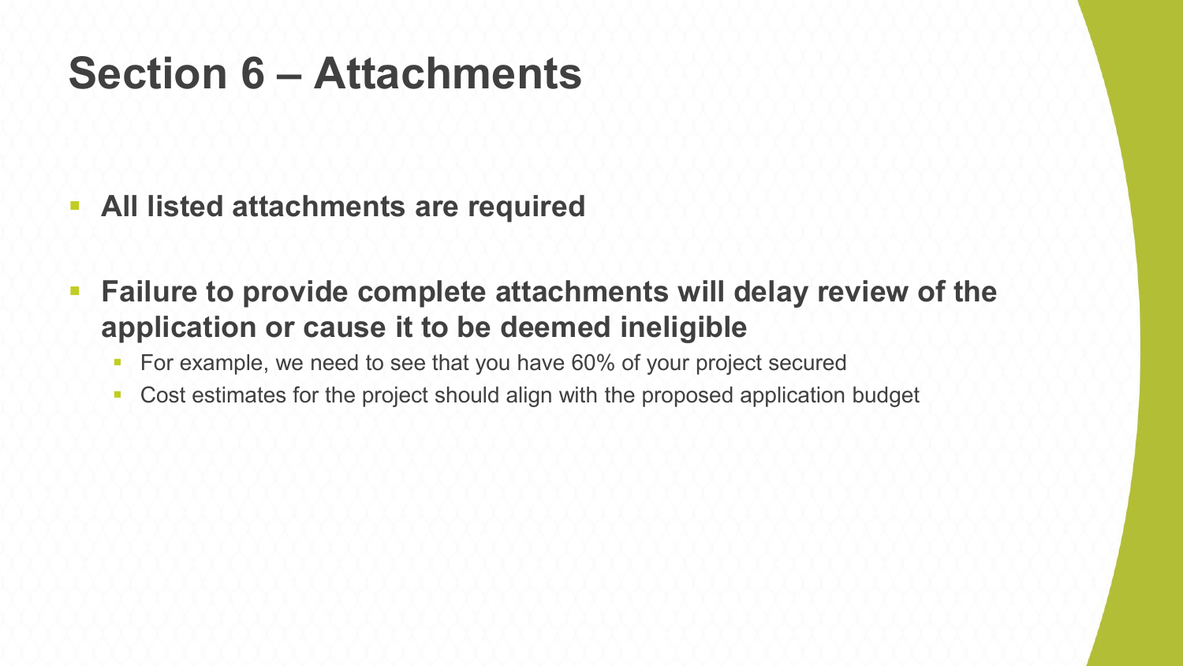# Section 6 – Attachments

- **All listed attachments are required**
- **Failure to provide complete attachments will delay review of the application or cause it to be deemed ineligible**
  - For example, we need to see that you have 60% of your project secured
  - Cost estimates for the project should align with the proposed application budget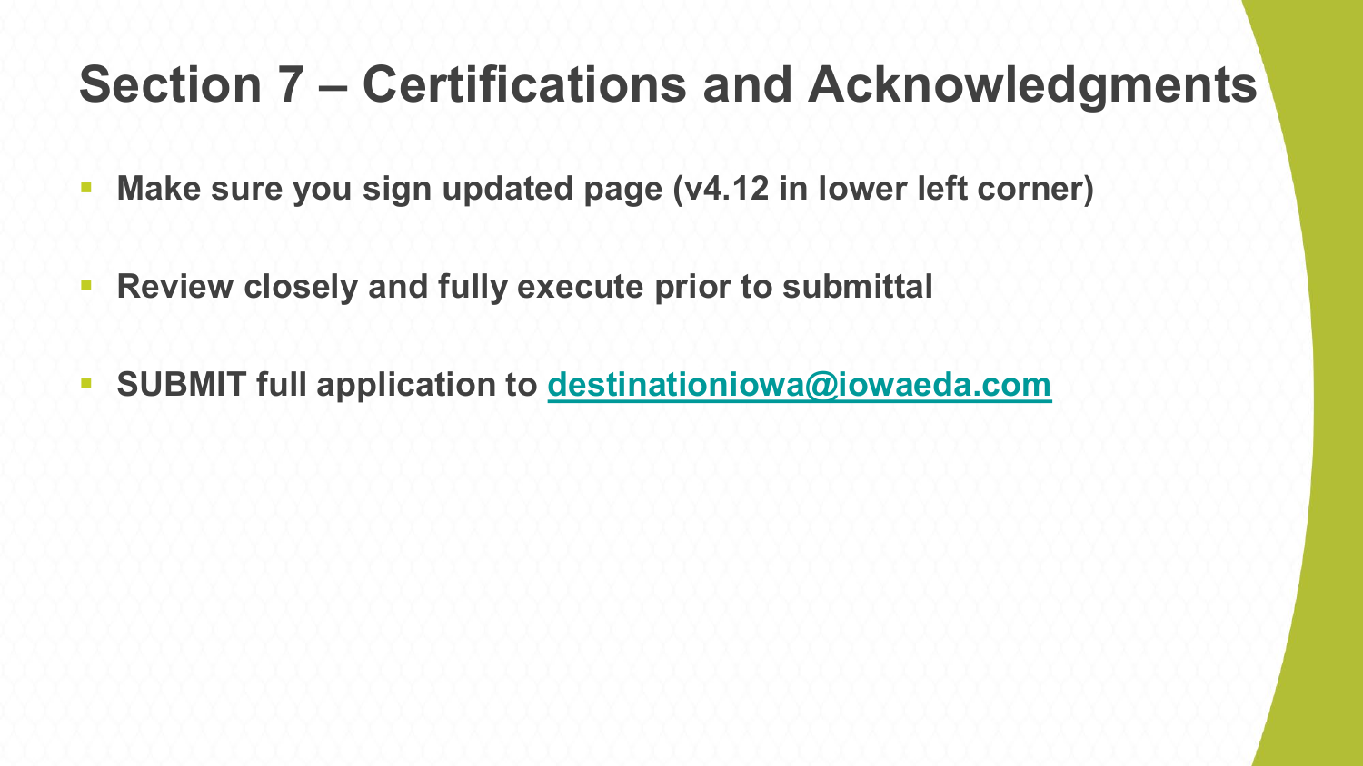# Section 7 – Certifications and Acknowledgments

- **Make sure you sign updated page (v4.12 in lower left corner)**
- **Review closely and fully execute prior to submittal**
- **SUBMIT full application to [destinationiowa@iowaeda.com](mailto:destinationiowa@iowaeda.com)**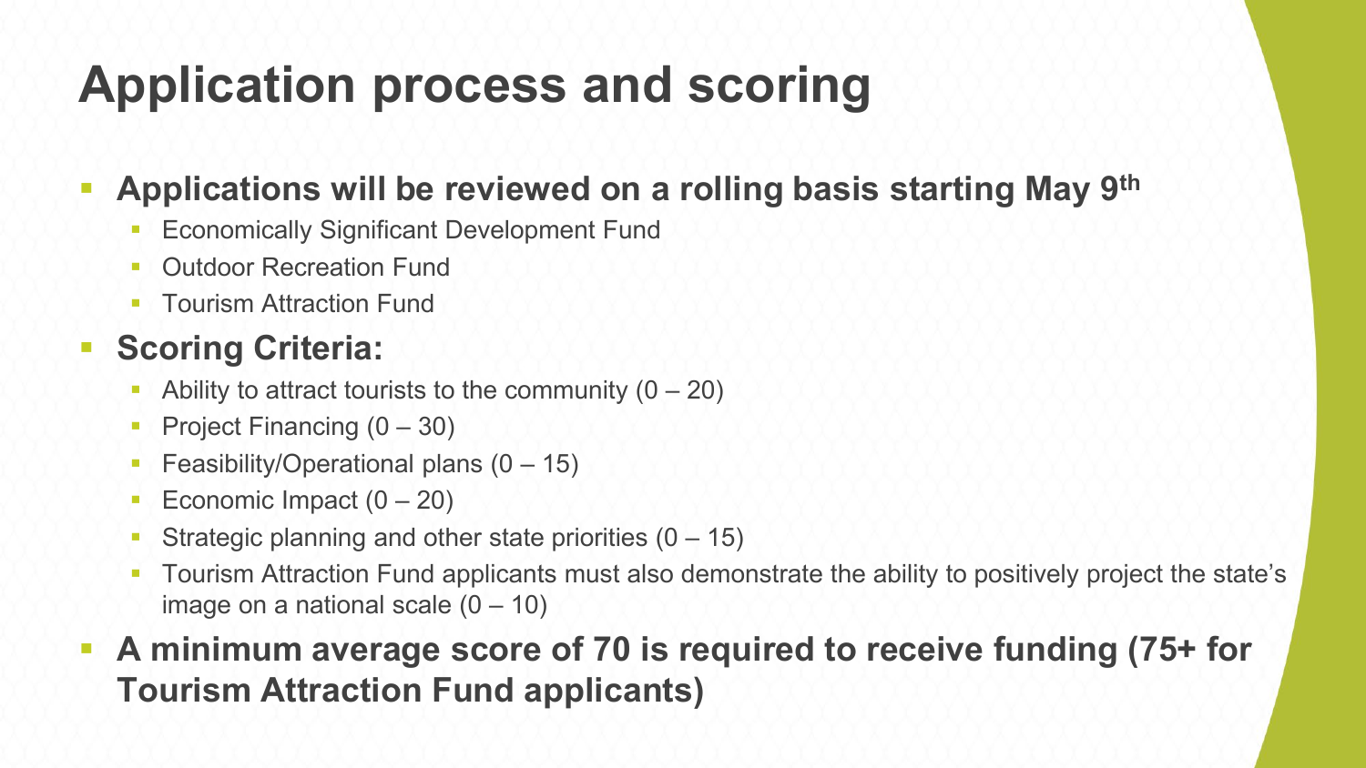# Application process and scoring

- **Applications will be reviewed on a rolling basis starting May 9th**
  - Economically Significant Development Fund
  - Outdoor Recreation Fund
  - Tourism Attraction Fund
- **Scoring Criteria:**
  - Ability to attract tourists to the community (0 – 20)
  - Project Financing (0 – 30)
  - Feasibility/Operational plans (0 – 15)
  - Economic Impact (0 – 20)
  - Strategic planning and other state priorities (0 – 15)
  - Tourism Attraction Fund applicants must also demonstrate the ability to positively project the state's image on a national scale (0 – 10)
- **A minimum average score of 70 is required to receive funding (75+ for Tourism Attraction Fund applicants)**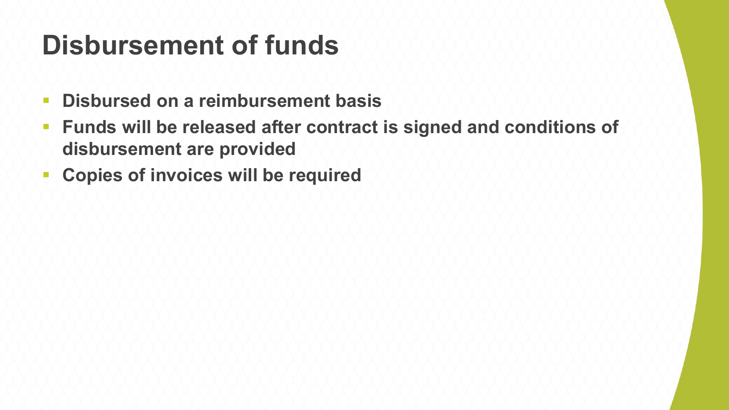# Disbursement of funds

- **Disbursed on a reimbursement basis**
- **Funds will be released after contract is signed and conditions of disbursement are provided**
- **Copies of invoices will be required**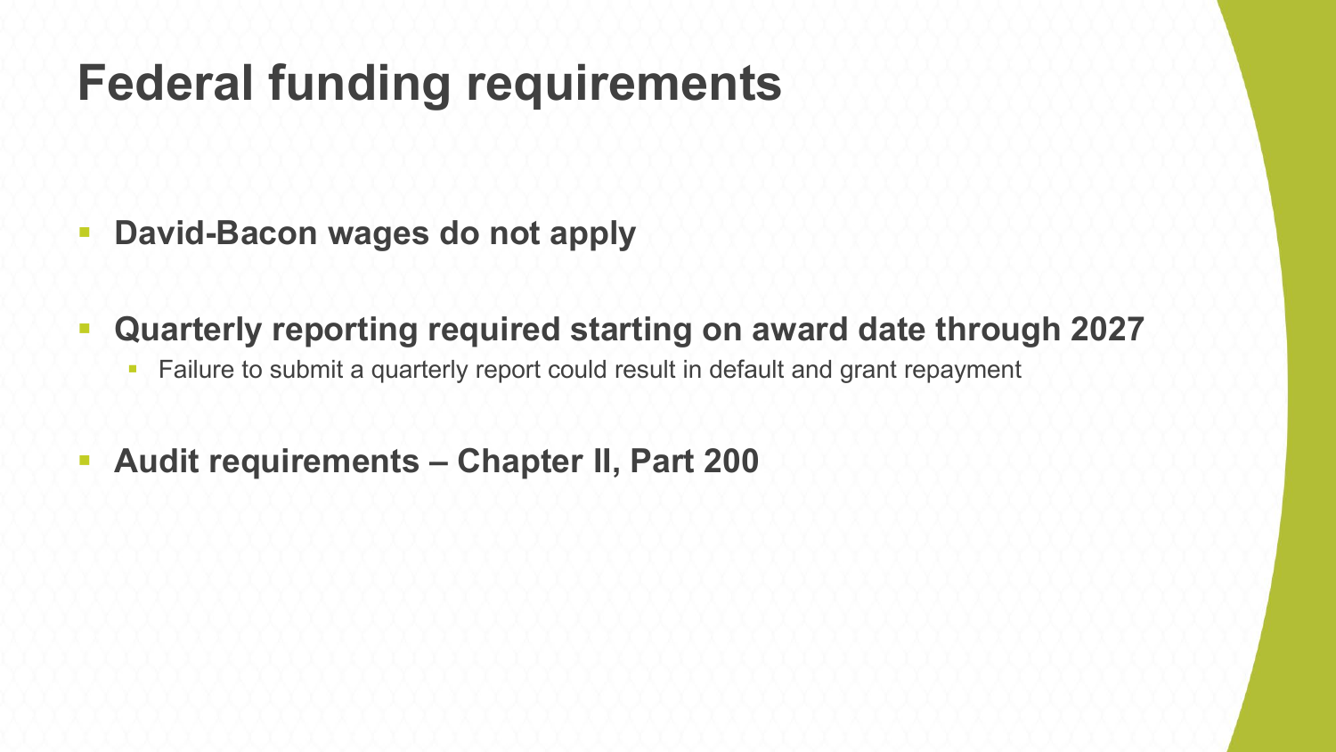# Federal funding requirements

- **David-Bacon wages do not apply**
- **Quarterly reporting required starting on award date through 2027**
  - Failure to submit a quarterly report could result in default and grant repayment
- **Audit requirements – Chapter II, Part 200**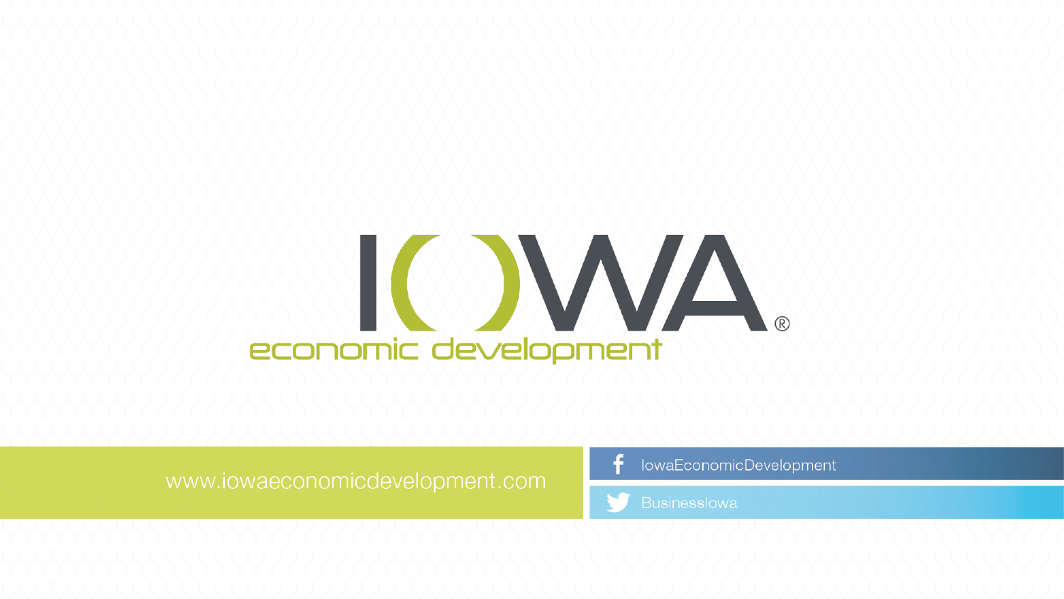IOWA®

economic development

www.iowaeconomicdevelopment.com

IowaEconomicDevelopment

BusinessIowa